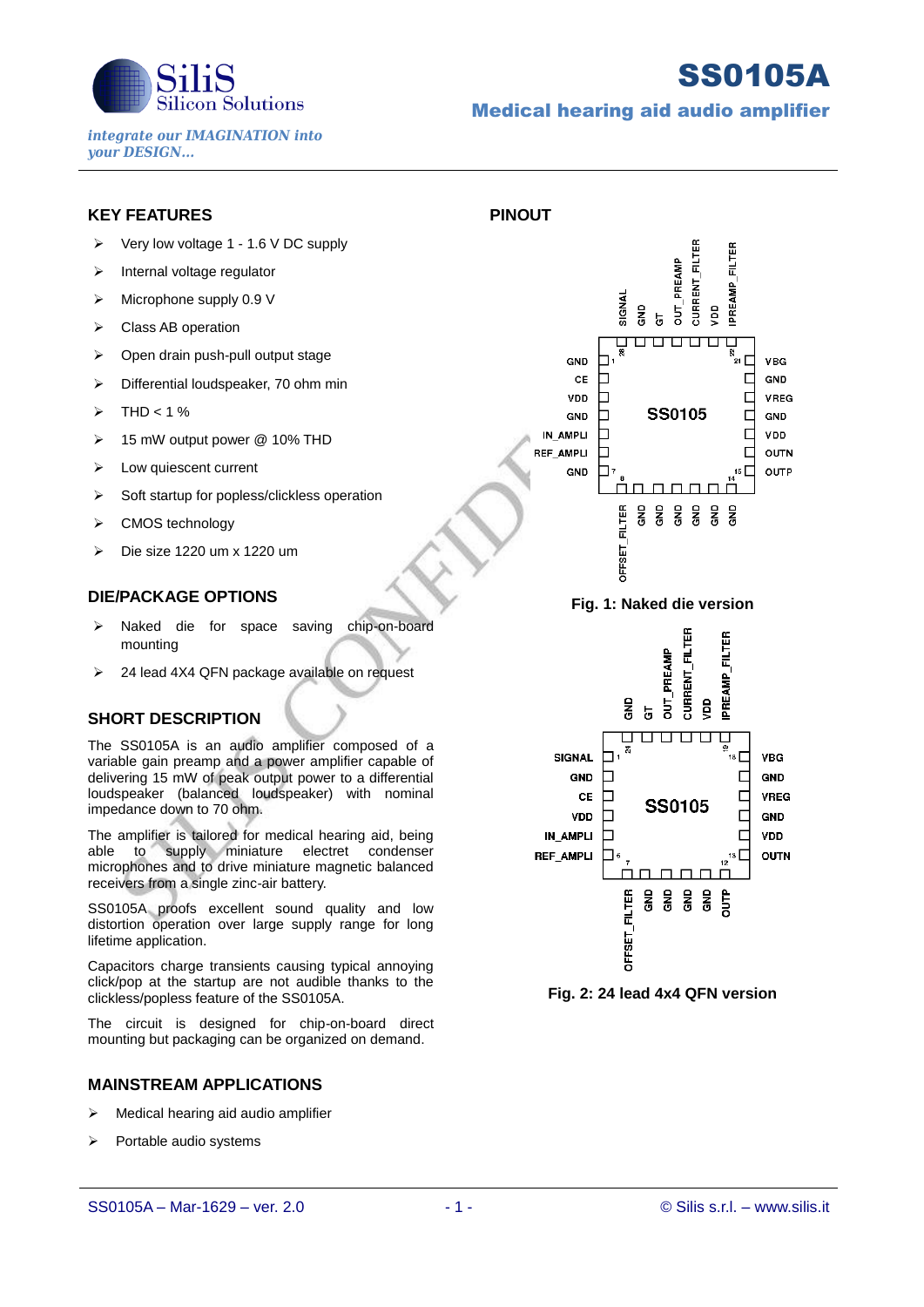# SS0105A

## Medical hearing aid audio amplifier

*integrate our IMAGINATION into your DESIGN…*

## KEY FEATURES

- Very low voltage 1 - 1.6 V DC supply
- Internal voltage regulator
- Microphone supply 0.9 V
- Class AB operation
- Open drain push-pull output stage
- Differential loudspeaker, 70 ohm min
- THD < 1 %
- 15 mW output power @ 10% THD
- Low quiescent current
- Soft startup for popless/clickless operation
- CMOS technology
- Die size 1220 um x 1220 um

## DIE/PACKAGE OPTIONS

- Naked die for space saving chip-on-board mounting
- 24 lead 4X4 QFN package available on request

## SHORT DESCRIPTION

The SS0105A is an audio amplifier composed of a variable gain preamp and a power amplifier capable of delivering 15 mW of peak output power to a differential loudspeaker (balanced loudspeaker) with nominal impedance down to 70 ohm.

The amplifier is tailored for medical hearing aid, being able to supply miniature electret condenser microphones and to drive miniature magnetic balanced receivers from a single zinc-air battery.

SS0105A proofs excellent sound quality and low distortion operation over large supply range for long lifetime application.

Capacitors charge transients causing typical annoying click/pop at the startup are not audible thanks to the clickless/popless feature of the SS0105A.

The circuit is designed for chip-on-board direct mounting but packaging can be organized on demand.

## MAINSTREAM APPLICATIONS

- Medical hearing aid audio amplifier
- Portable audio systems

## PINOUT

SS0105

Top: SIGNAL, GND, GT, OUT_PREAMP, CURRENT_FILTER, VDD, IPREAMP_FILTER (28–22)
Left: GND (1), CE, VDD, GND, IN_AMPLI, REF_AMPLI, GND (7)
Right: VBG (21), GND, VREG, GND, VDD, OUTN, OUTP (15)
Bottom: OFFSET_FILTER (8), GND, GND, GND, GND, GND (14)

Fig. 1: Naked die version

SS0105

Top: GND, GT, OUT_PREAMP, CURRENT_FILTER, VDD, IPREAMP_FILTER (24–19)
Left: SIGNAL (1), GND, CE, VDD, IN_AMPLI, REF_AMPLI (6)
Right: VBG (18), GND, VREG, GND, VDD, OUTN (13)
Bottom: OFFSET_FILTER (7), GND, GND, GND, GND, OUTP (12)

Fig. 2: 24 lead 4x4 QFN version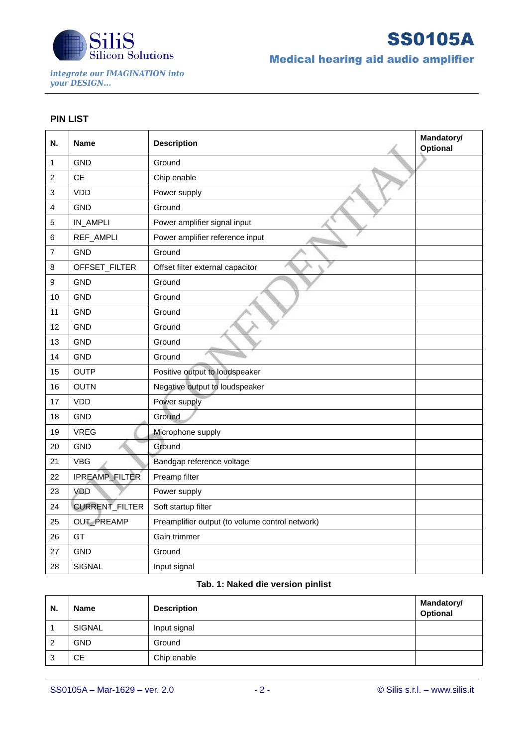## PIN LIST

| N. | Name | Description | Mandatory/ Optional |
|---|---|---|---|
| 1 | GND | Ground | |
| 2 | CE | Chip enable | |
| 3 | VDD | Power supply | |
| 4 | GND | Ground | |
| 5 | IN_AMPLI | Power amplifier signal input | |
| 6 | REF_AMPLI | Power amplifier reference input | |
| 7 | GND | Ground | |
| 8 | OFFSET_FILTER | Offset filter external capacitor | |
| 9 | GND | Ground | |
| 10 | GND | Ground | |
| 11 | GND | Ground | |
| 12 | GND | Ground | |
| 13 | GND | Ground | |
| 14 | GND | Ground | |
| 15 | OUTP | Positive output to loudspeaker | |
| 16 | OUTN | Negative output to loudspeaker | |
| 17 | VDD | Power supply | |
| 18 | GND | Ground | |
| 19 | VREG | Microphone supply | |
| 20 | GND | Ground | |
| 21 | VBG | Bandgap reference voltage | |
| 22 | IPREAMP_FILTER | Preamp filter | |
| 23 | VDD | Power supply | |
| 24 | CURRENT_FILTER | Soft startup filter | |
| 25 | OUT_PREAMP | Preamplifier output (to volume control network) | |
| 26 | GT | Gain trimmer | |
| 27 | GND | Ground | |
| 28 | SIGNAL | Input signal | |

**Tab. 1: Naked die version pinlist**

| N. | Name | Description | Mandatory/ Optional |
|---|---|---|---|
| 1 | SIGNAL | Input signal | |
| 2 | GND | Ground | |
| 3 | CE | Chip enable | |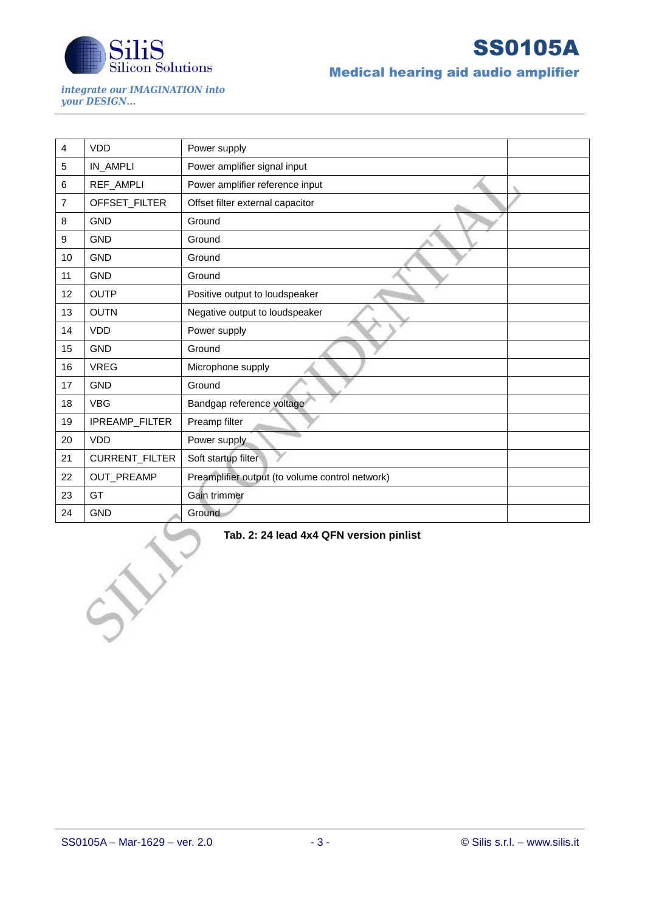| 4 | VDD | Power supply | |
|---|---|---|---|
| 5 | IN_AMPLI | Power amplifier signal input | |
| 6 | REF_AMPLI | Power amplifier reference input | |
| 7 | OFFSET_FILTER | Offset filter external capacitor | |
| 8 | GND | Ground | |
| 9 | GND | Ground | |
| 10 | GND | Ground | |
| 11 | GND | Ground | |
| 12 | OUTP | Positive output to loudspeaker | |
| 13 | OUTN | Negative output to loudspeaker | |
| 14 | VDD | Power supply | |
| 15 | GND | Ground | |
| 16 | VREG | Microphone supply | |
| 17 | GND | Ground | |
| 18 | VBG | Bandgap reference voltage | |
| 19 | IPREAMP_FILTER | Preamp filter | |
| 20 | VDD | Power supply | |
| 21 | CURRENT_FILTER | Soft startup filter | |
| 22 | OUT_PREAMP | Preamplifier output (to volume control network) | |
| 23 | GT | Gain trimmer | |
| 24 | GND | Ground | |

**Tab. 2: 24 lead 4x4 QFN version pinlist**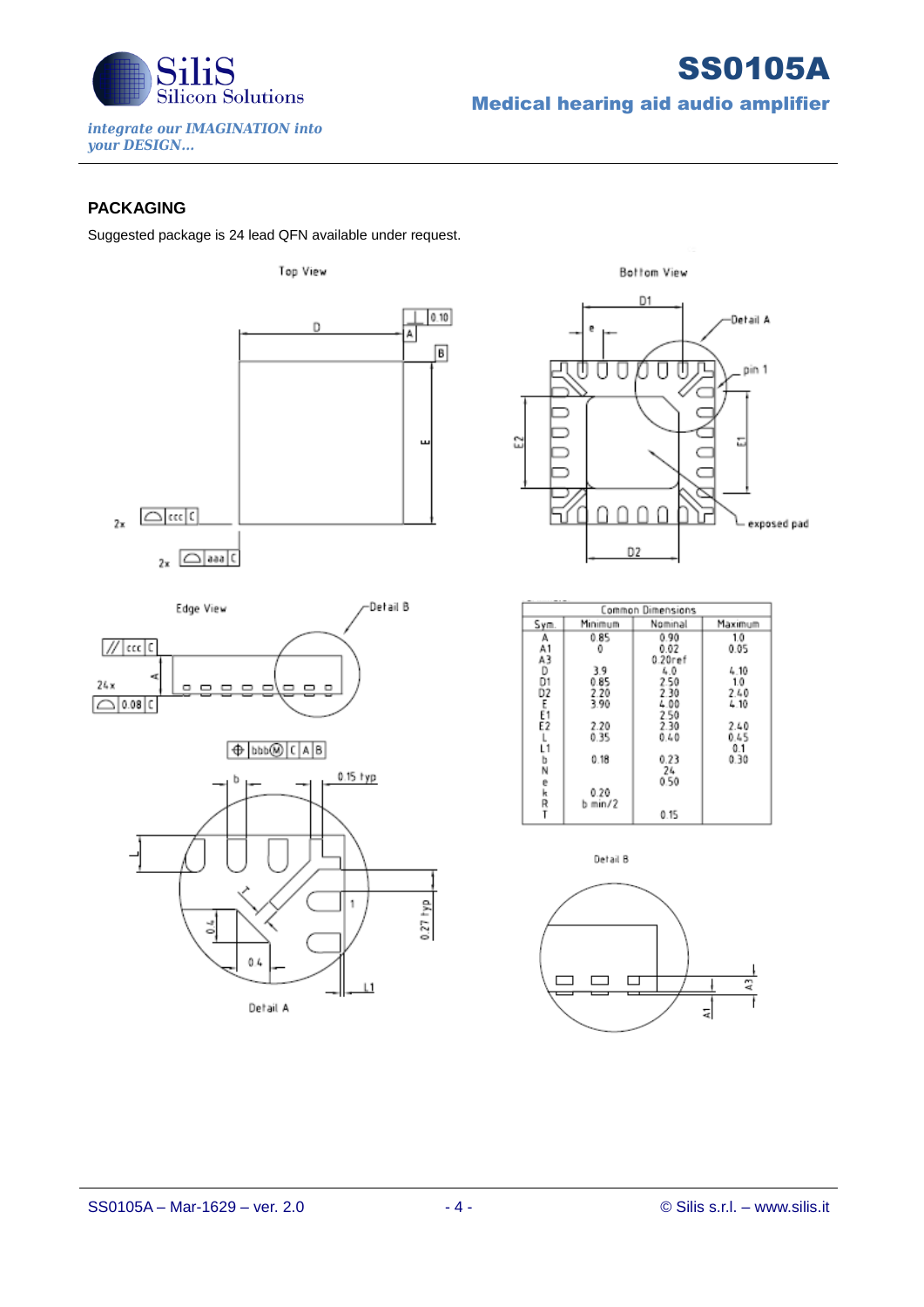## PACKAGING

Suggested package is 24 lead QFN available under request.

Top View

Bottom View

Edge View

Detail A

Detail B

| Sym. | Minimum | Nominal | Maximum |
|---|---|---|---|
| A | 0.85 | 0.90 | 1.0 |
| A1 | 0 | 0.02 | 0.05 |
| A3 | | 0.20ref | |
| D | 3.9 | 4.0 | 4.10 |
| D1 | 0.85 | 2.50 | 1.0 |
| D2 | 2.20 | 2.30 | 2.40 |
| E | 3.90 | 4.00 | 4.10 |
| E1 | | 2.50 | |
| E2 | 2.20 | 2.30 | 2.40 |
| L | 0.35 | 0.40 | 0.45 |
| L1 | | | 0.1 |
| b | 0.18 | 0.23 | 0.30 |
| N | | 24 | |
| e | | 0.50 | |
| k | 0.20 | | |
| R | b min/2 | | |
| T | | 0.15 | |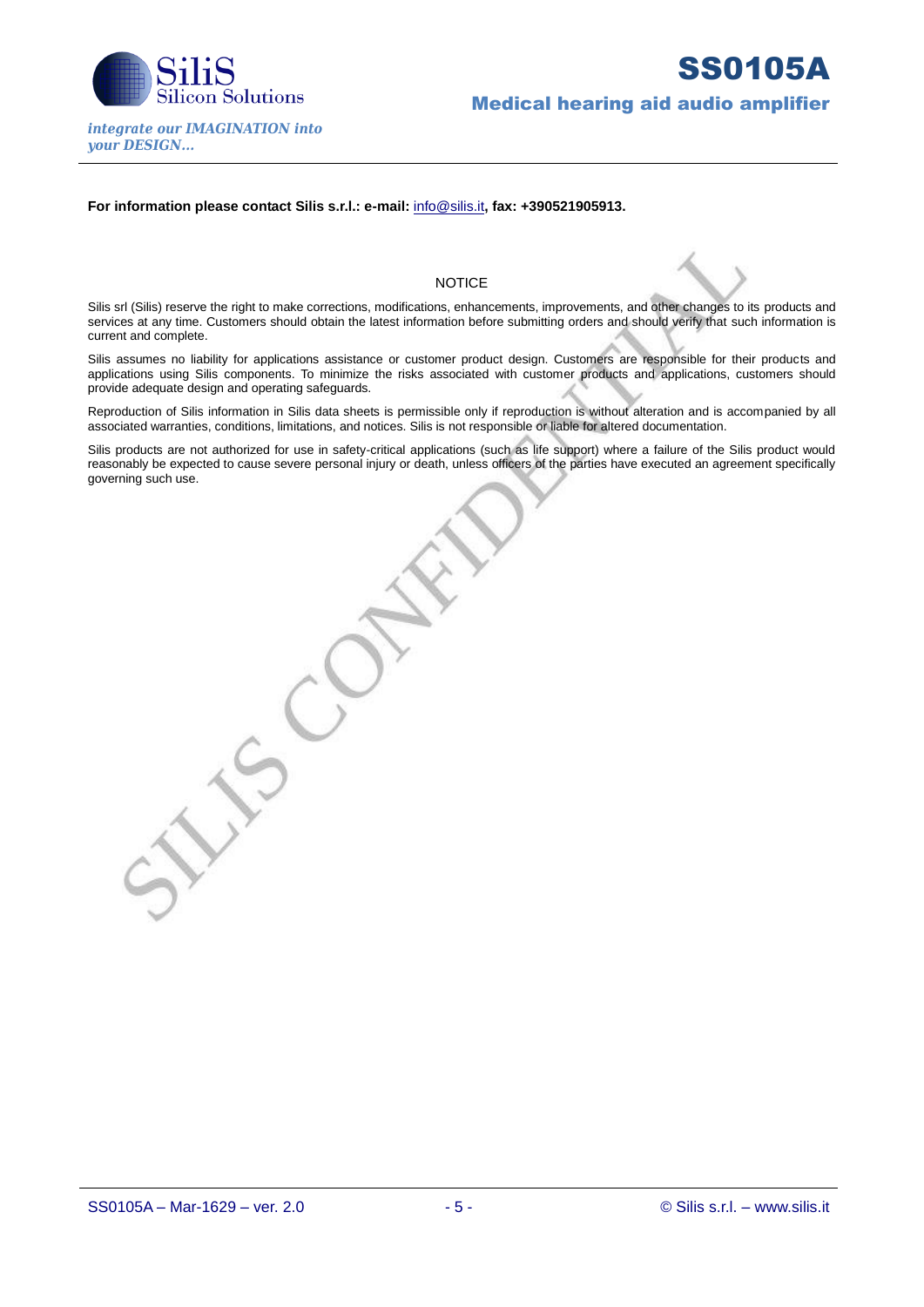**For information please contact Silis s.r.l.: e-mail: info@silis.it, fax: +390521905913.**

NOTICE

Silis srl (Silis) reserve the right to make corrections, modifications, enhancements, improvements, and other changes to its products and services at any time. Customers should obtain the latest information before submitting orders and should verify that such information is current and complete.

Silis assumes no liability for applications assistance or customer product design. Customers are responsible for their products and applications using Silis components. To minimize the risks associated with customer products and applications, customers should provide adequate design and operating safeguards.

Reproduction of Silis information in Silis data sheets is permissible only if reproduction is without alteration and is accompanied by all associated warranties, conditions, limitations, and notices. Silis is not responsible or liable for altered documentation.

Silis products are not authorized for use in safety-critical applications (such as life support) where a failure of the Silis product would reasonably be expected to cause severe personal injury or death, unless officers of the parties have executed an agreement specifically governing such use.